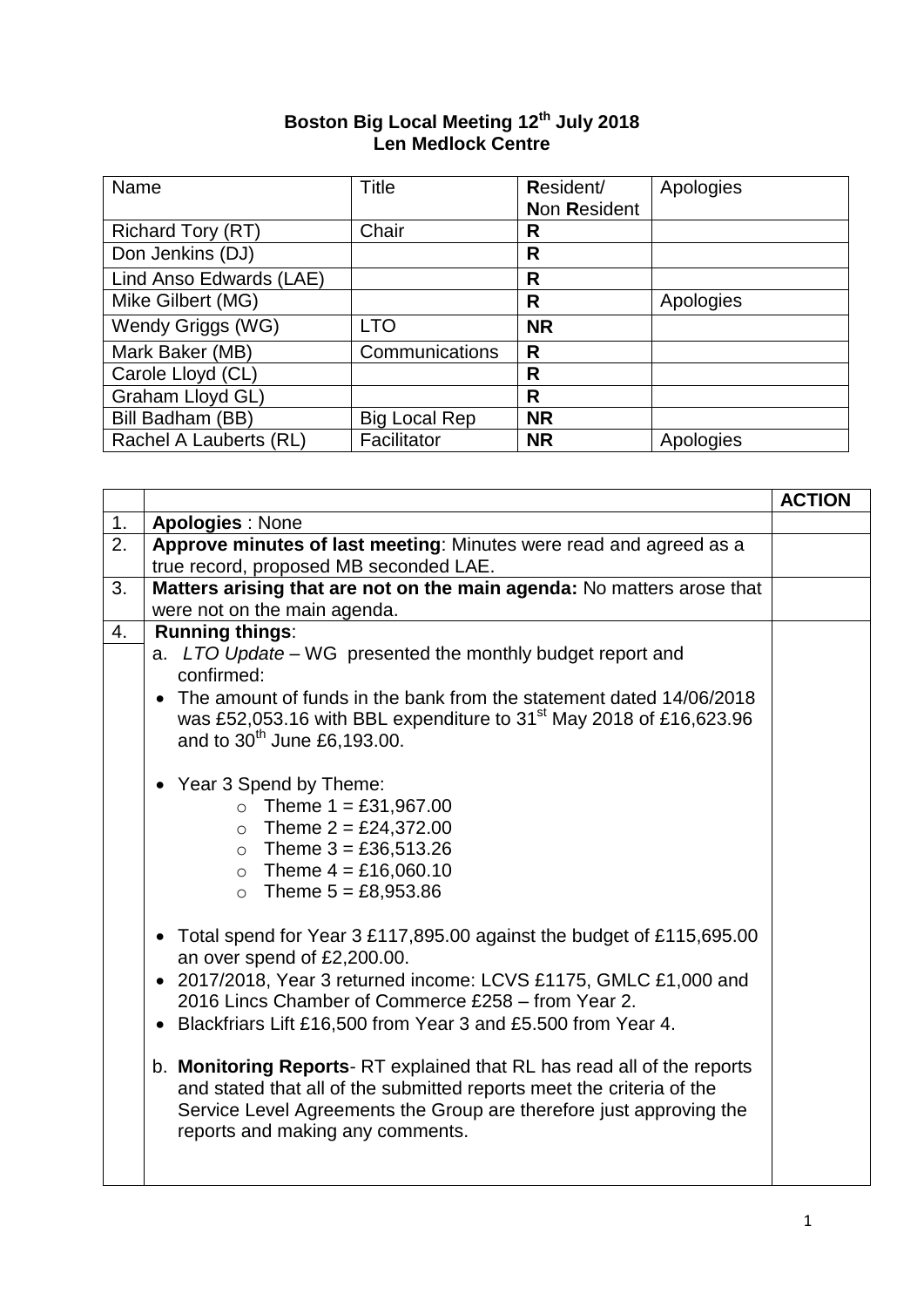# Boston Big Local Meeting 12th July 2018
## Len Medlock Centre

| Name | Title | **R**esident/ **N**on **R**esident | Apologies |
|---|---|---|---|
| Richard Tory (RT) | Chair | **R** | |
| Don Jenkins (DJ) | | **R** | |
| Lind Anso Edwards (LAE) | | **R** | |
| Mike Gilbert (MG) | | **R** | Apologies |
| Wendy Griggs (WG) | LTO | **NR** | |
| Mark Baker (MB) | Communications | **R** | |
| Carole Lloyd (CL) | | **R** | |
| Graham Lloyd GL) | | **R** | |
| Bill Badham (BB) | Big Local Rep | **NR** | |
| Rachel A Lauberts (RL) | Facilitator | **NR** | Apologies |

| | | **ACTION** |
|---|---|---|
| 1. | **Apologies** : None | |
| 2. | **Approve minutes of last meeting**: Minutes were read and agreed as a true record, proposed MB seconded LAE. | |
| 3. | **Matters arising that are not on the main agenda:** No matters arose that were not on the main agenda. | |
| 4. | **Running things**:<br>a. *LTO Update* – WG presented the monthly budget report and confirmed:<br>• The amount of funds in the bank from the statement dated 14/06/2018 was £52,053.16 with BBL expenditure to 31st May 2018 of £16,623.96 and to 30th June £6,193.00.<br>• Year 3 Spend by Theme:<br>  ○ Theme 1 = £31,967.00<br>  ○ Theme 2 = £24,372.00<br>  ○ Theme 3 = £36,513.26<br>  ○ Theme 4 = £16,060.10<br>  ○ Theme 5 = £8,953.86<br>• Total spend for Year 3 £117,895.00 against the budget of £115,695.00 an over spend of £2,200.00.<br>• 2017/2018, Year 3 returned income: LCVS £1175, GMLC £1,000 and 2016 Lincs Chamber of Commerce £258 – from Year 2.<br>• Blackfriars Lift £16,500 from Year 3 and £5.500 from Year 4.<br><br>b. **Monitoring Reports**- RT explained that RL has read all of the reports and stated that all of the submitted reports meet the criteria of the Service Level Agreements the Group are therefore just approving the reports and making any comments. | |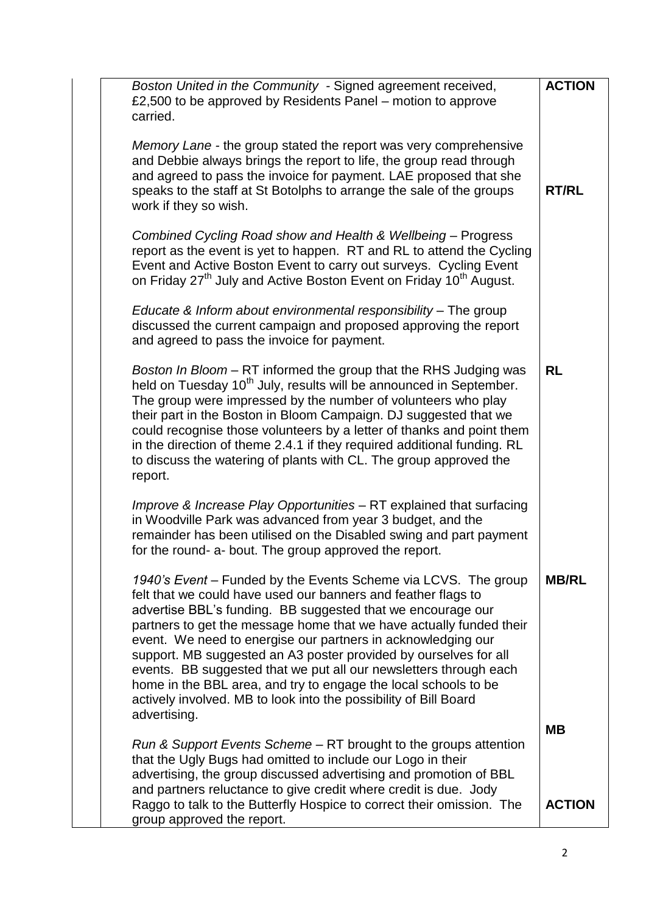| | |
|---|---|
| *Boston United in the Community* - Signed agreement received, £2,500 to be approved by Residents Panel – motion to approve carried. | **ACTION** |
| *Memory Lane* - the group stated the report was very comprehensive and Debbie always brings the report to life, the group read through and agreed to pass the invoice for payment. LAE proposed that she speaks to the staff at St Botolphs to arrange the sale of the groups work if they so wish. | **RT/RL** |
| *Combined Cycling Road show and Health & Wellbeing* – Progress report as the event is yet to happen. RT and RL to attend the Cycling Event and Active Boston Event to carry out surveys. Cycling Event on Friday 27th July and Active Boston Event on Friday 10th August. | |
| *Educate & Inform about environmental responsibility* – The group discussed the current campaign and proposed approving the report and agreed to pass the invoice for payment. | |
| *Boston In Bloom* – RT informed the group that the RHS Judging was held on Tuesday 10th July, results will be announced in September. The group were impressed by the number of volunteers who play their part in the Boston in Bloom Campaign. DJ suggested that we could recognise those volunteers by a letter of thanks and point them in the direction of theme 2.4.1 if they required additional funding. RL to discuss the watering of plants with CL. The group approved the report. | **RL** |
| *Improve & Increase Play Opportunities* – RT explained that surfacing in Woodville Park was advanced from year 3 budget, and the remainder has been utilised on the Disabled swing and part payment for the round- a- bout. The group approved the report. | |
| *1940's Event* – Funded by the Events Scheme via LCVS. The group felt that we could have used our banners and feather flags to advertise BBL's funding. BB suggested that we encourage our partners to get the message home that we have actually funded their event. We need to energise our partners in acknowledging our support. MB suggested an A3 poster provided by ourselves for all events. BB suggested that we put all our newsletters through each home in the BBL area, and try to engage the local schools to be actively involved. MB to look into the possibility of Bill Board advertising. | **MB/RL**<br><br>**MB** |
| *Run & Support Events Scheme* – RT brought to the groups attention that the Ugly Bugs had omitted to include our Logo in their advertising, the group discussed advertising and promotion of BBL and partners reluctance to give credit where credit is due. Jody Raggo to talk to the Butterfly Hospice to correct their omission. The group approved the report. | **ACTION** |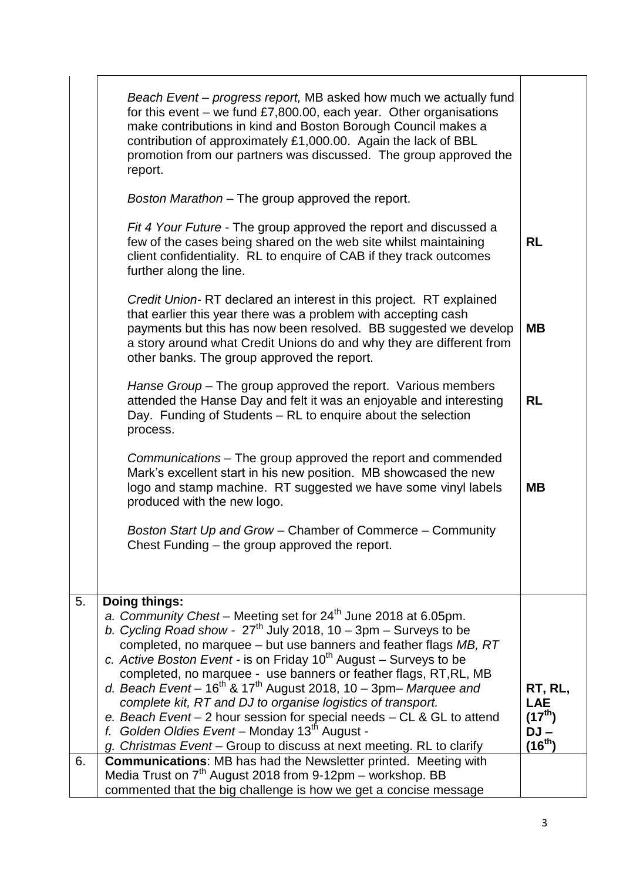| | | |
|---|---|---|
| | *Beach Event – progress report,* MB asked how much we actually fund for this event – we fund £7,800.00, each year. Other organisations make contributions in kind and Boston Borough Council makes a contribution of approximately £1,000.00. Again the lack of BBL promotion from our partners was discussed. The group approved the report.<br><br>*Boston Marathon* – The group approved the report.<br><br>*Fit 4 Your Future* - The group approved the report and discussed a few of the cases being shared on the web site whilst maintaining client confidentiality. RL to enquire of CAB if they track outcomes further along the line.<br><br>*Credit Union*- RT declared an interest in this project. RT explained that earlier this year there was a problem with accepting cash payments but this has now been resolved. BB suggested we develop a story around what Credit Unions do and why they are different from other banks. The group approved the report.<br><br>*Hanse Group* – The group approved the report. Various members attended the Hanse Day and felt it was an enjoyable and interesting Day. Funding of Students – RL to enquire about the selection process.<br><br>*Communications* – The group approved the report and commended Mark's excellent start in his new position. MB showcased the new logo and stamp machine. RT suggested we have some vinyl labels produced with the new logo.<br><br>*Boston Start Up and Grow* – Chamber of Commerce – Community Chest Funding – the group approved the report. | **RL**<br><br>**MB**<br><br>**RL**<br><br>**MB** |
| 5. | **Doing things:**<br>*a. Community Chest* – Meeting set for 24th June 2018 at 6.05pm.<br>*b. Cycling Road show* - 27th July 2018, 10 – 3pm – Surveys to be completed, no marquee – but use banners and feather flags *MB, RT*<br>*c. Active Boston Event* - is on Friday 10th August – Surveys to be completed, no marquee - use banners or feather flags, RT,RL, MB<br>*d. Beach Event* – 16th & 17th August 2018, 10 – 3pm– *Marquee and complete kit, RT and DJ to organise logistics of transport.*<br>*e. Beach Event* – 2 hour session for special needs – CL & GL to attend<br>*f. Golden Oldies Event* – Monday 13th August -<br>*g. Christmas Event* – Group to discuss at next meeting. RL to clarify | **RT, RL, LAE (17th) DJ – (16th)** |
| 6. | **Communications**: MB has had the Newsletter printed. Meeting with Media Trust on 7th August 2018 from 9-12pm – workshop. BB commented that the big challenge is how we get a concise message | |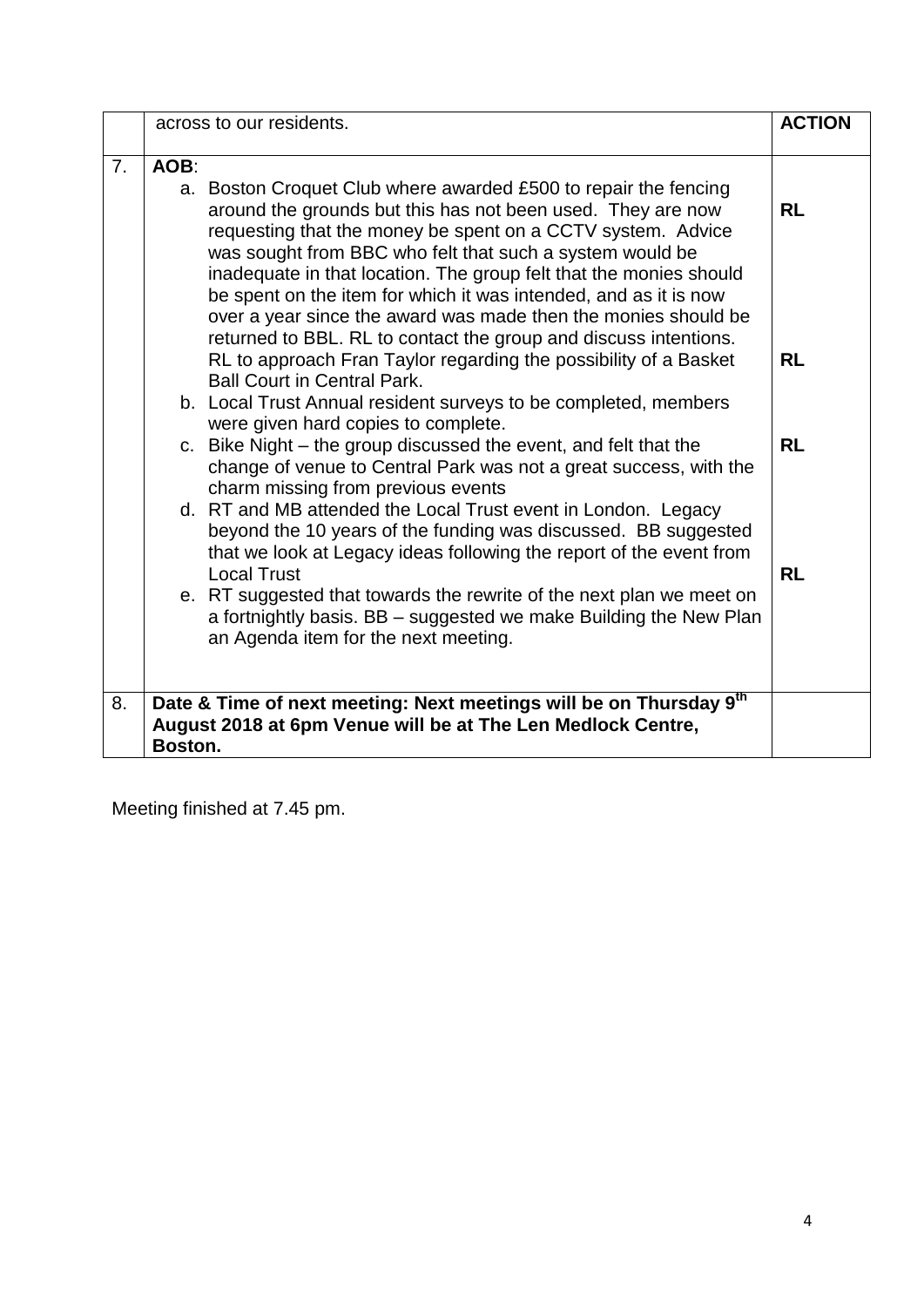| | | ACTION |
|---|---|---|
| | across to our residents. | |
| 7. | **AOB**:<br>a. Boston Croquet Club where awarded £500 to repair the fencing around the grounds but this has not been used. They are now requesting that the money be spent on a CCTV system. Advice was sought from BBC who felt that such a system would be inadequate in that location. The group felt that the monies should be spent on the item for which it was intended, and as it is now over a year since the award was made then the monies should be returned to BBL. RL to contact the group and discuss intentions. RL to approach Fran Taylor regarding the possibility of a Basket Ball Court in Central Park.<br>b. Local Trust Annual resident surveys to be completed, members were given hard copies to complete.<br>c. Bike Night – the group discussed the event, and felt that the change of venue to Central Park was not a great success, with the charm missing from previous events<br>d. RT and MB attended the Local Trust event in London. Legacy beyond the 10 years of the funding was discussed. BB suggested that we look at Legacy ideas following the report of the event from Local Trust<br>e. RT suggested that towards the rewrite of the next plan we meet on a fortnightly basis. BB – suggested we make Building the New Plan an Agenda item for the next meeting. | **RL**<br><br>**RL**<br><br>**RL**<br><br>**RL** |
| 8. | **Date & Time of next meeting: Next meetings will be on Thursday 9th August 2018 at 6pm Venue will be at The Len Medlock Centre, Boston.** | |

Meeting finished at 7.45 pm.